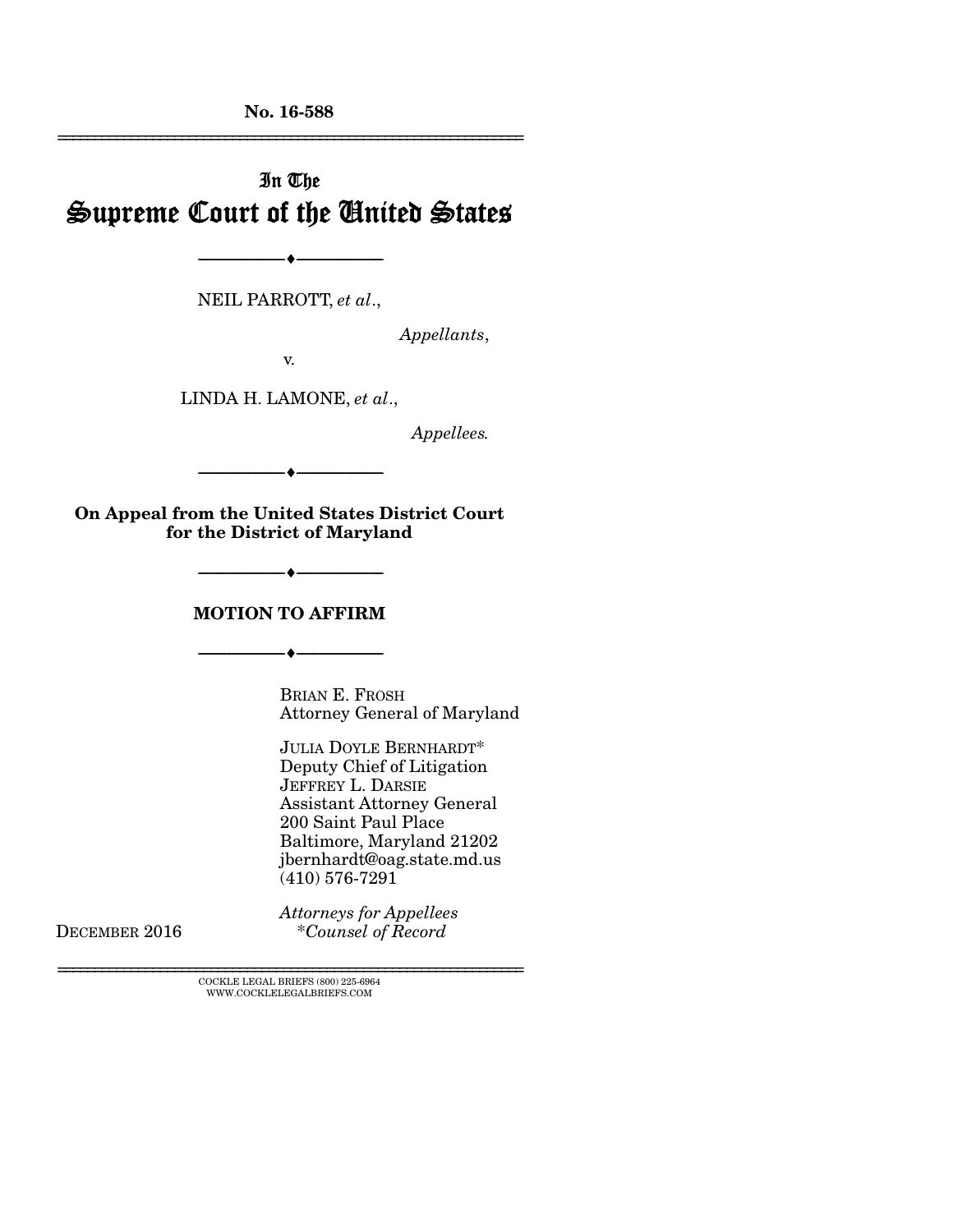No. 16-588

---

In The

# Supreme Court of the United States

---

NEIL PARROTT, *et al.*,

*Appellants*,

v.

LINDA H. LAMONE, *et al.*,

*Appellees.*

---

**On Appeal from the United States District Court for the District of Maryland**

---

**MOTION TO AFFIRM**

---

BRIAN E. FROSH
Attorney General of Maryland

JULIA DOYLE BERNHARDT*
Deputy Chief of Litigation
JEFFREY L. DARSIE
Assistant Attorney General
200 Saint Paul Place
Baltimore, Maryland 21202
jbernhardt@oag.state.md.us
(410) 576-7291

*Attorneys for Appellees*
*\*Counsel of Record*

DECEMBER 2016

---

COCKLE LEGAL BRIEFS (800) 225-6964
WWW.COCKLELEGALBRIEFS.COM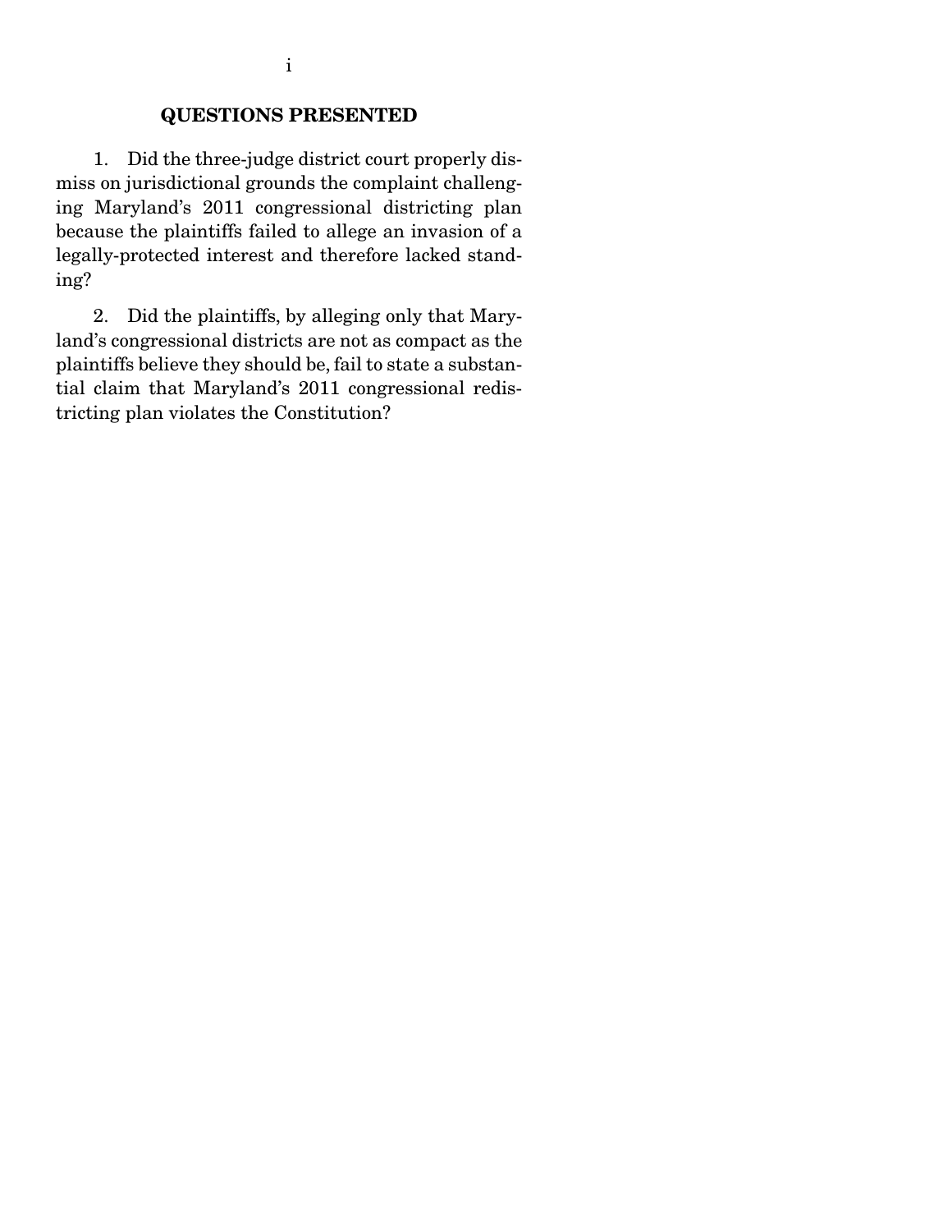## QUESTIONS PRESENTED

1. Did the three-judge district court properly dismiss on jurisdictional grounds the complaint challenging Maryland's 2011 congressional districting plan because the plaintiffs failed to allege an invasion of a legally-protected interest and therefore lacked standing?

2. Did the plaintiffs, by alleging only that Maryland's congressional districts are not as compact as the plaintiffs believe they should be, fail to state a substantial claim that Maryland's 2011 congressional redistricting plan violates the Constitution?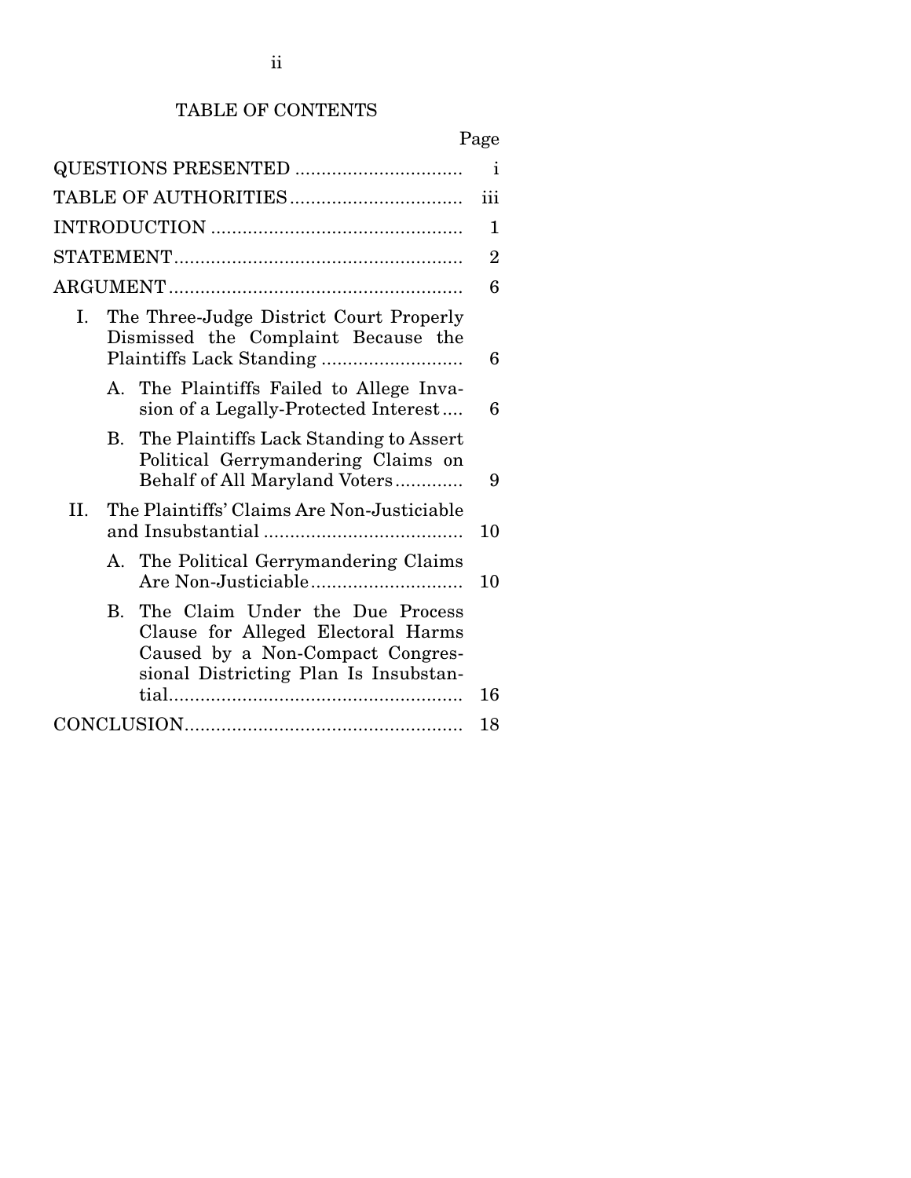# TABLE OF CONTENTS

| | Page |
|---|---|
| QUESTIONS PRESENTED | i |
| TABLE OF AUTHORITIES | iii |
| INTRODUCTION | 1 |
| STATEMENT | 2 |
| ARGUMENT | 6 |
| I. The Three-Judge District Court Properly Dismissed the Complaint Because the Plaintiffs Lack Standing | 6 |
| A. The Plaintiffs Failed to Allege Invasion of a Legally-Protected Interest | 6 |
| B. The Plaintiffs Lack Standing to Assert Political Gerrymandering Claims on Behalf of All Maryland Voters | 9 |
| II. The Plaintiffs' Claims Are Non-Justiciable and Insubstantial | 10 |
| A. The Political Gerrymandering Claims Are Non-Justiciable | 10 |
| B. The Claim Under the Due Process Clause for Alleged Electoral Harms Caused by a Non-Compact Congressional Districting Plan Is Insubstantial | 16 |
| CONCLUSION | 18 |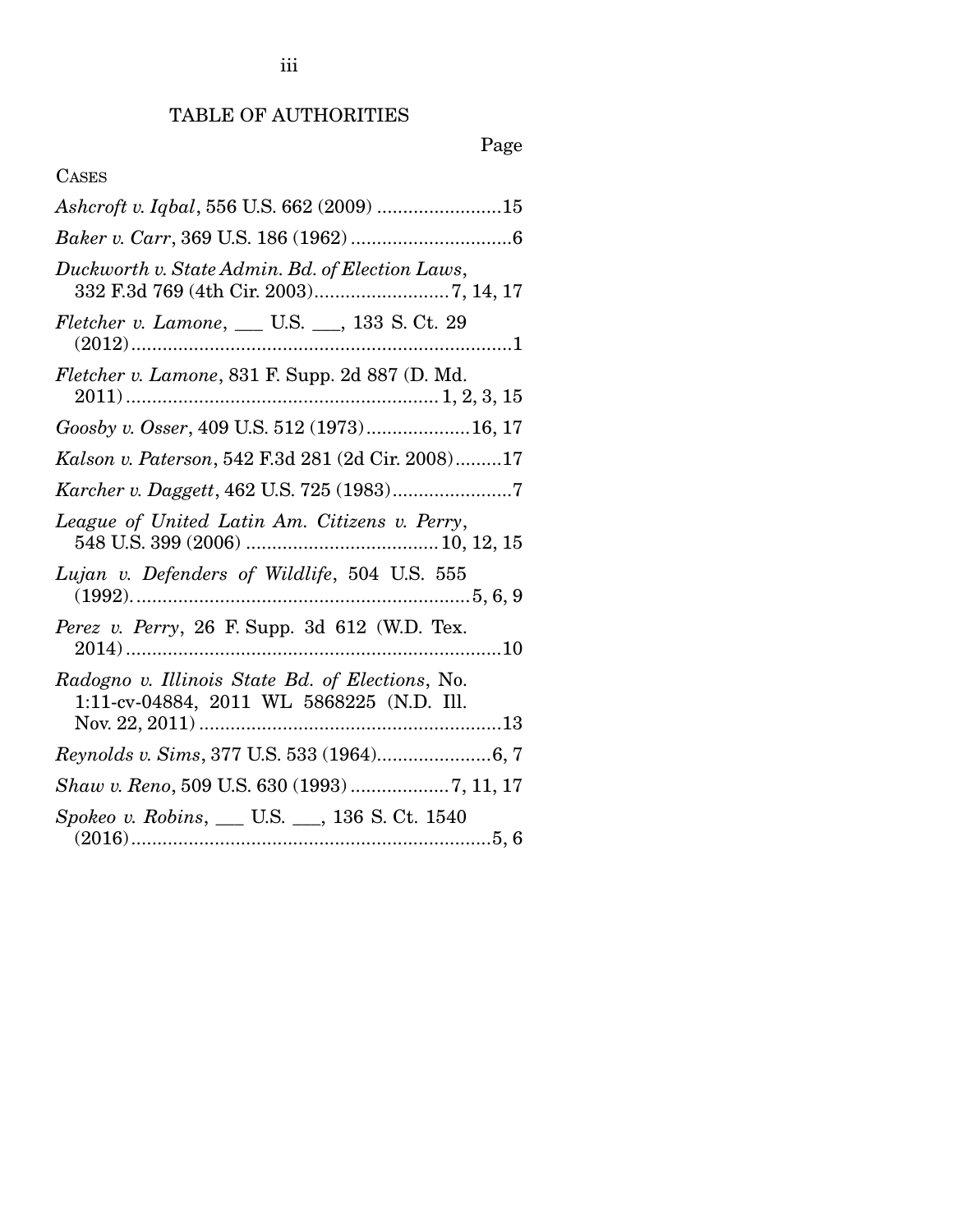## TABLE OF AUTHORITIES

Page

CASES

*Ashcroft v. Iqbal*, 556 U.S. 662 (2009) ........................15

*Baker v. Carr*, 369 U.S. 186 (1962) ...............................6

*Duckworth v. State Admin. Bd. of Election Laws*, 332 F.3d 769 (4th Cir. 2003)..........................7, 14, 17

*Fletcher v. Lamone*, ___ U.S. ___, 133 S. Ct. 29 (2012).........................................................................1

*Fletcher v. Lamone*, 831 F. Supp. 2d 887 (D. Md. 2011)........................................................... 1, 2, 3, 15

*Goosby v. Osser*, 409 U.S. 512 (1973)....................16, 17

*Kalson v. Paterson*, 542 F.3d 281 (2d Cir. 2008).........17

*Karcher v. Daggett*, 462 U.S. 725 (1983).......................7

*League of United Latin Am. Citizens v. Perry*, 548 U.S. 399 (2006) ..................................... 10, 12, 15

*Lujan v. Defenders of Wildlife*, 504 U.S. 555 (1992)................................................................5, 6, 9

*Perez v. Perry*, 26 F. Supp. 3d 612 (W.D. Tex. 2014)........................................................................10

*Radogno v. Illinois State Bd. of Elections*, No. 1:11-cv-04884, 2011 WL 5868225 (N.D. Ill. Nov. 22, 2011)..........................................................13

*Reynolds v. Sims*, 377 U.S. 533 (1964)......................6, 7

*Shaw v. Reno*, 509 U.S. 630 (1993)...................7, 11, 17

*Spokeo v. Robins*, ___ U.S. ___, 136 S. Ct. 1540 (2016).....................................................................5, 6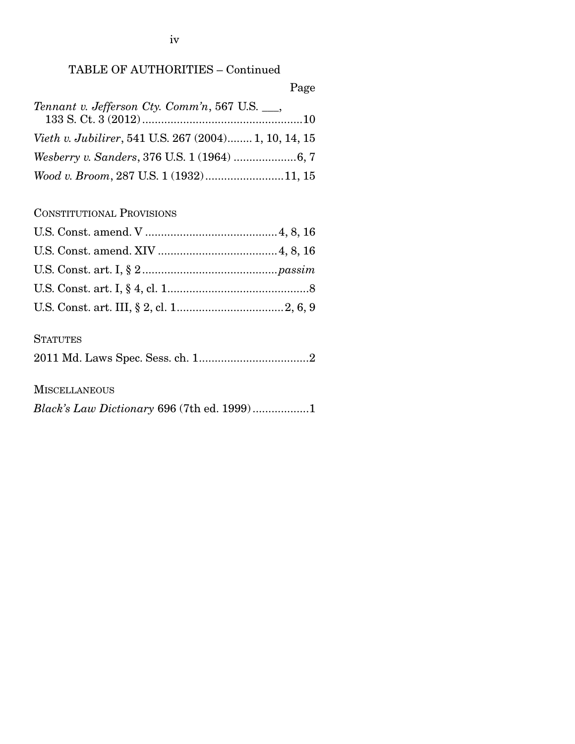TABLE OF AUTHORITIES – Continued

Page

*Tennant v. Jefferson Cty. Comm'n*, 567 U.S. \_\_\_, 133 S. Ct. 3 (2012) ....................................................10

*Vieth v. Jubilirer*, 541 U.S. 267 (2004)........ 1, 10, 14, 15

*Wesberry v. Sanders*, 376 U.S. 1 (1964) ....................6, 7

*Wood v. Broom*, 287 U.S. 1 (1932).........................11, 15

CONSTITUTIONAL PROVISIONS

U.S. Const. amend. V ..........................................4, 8, 16

U.S. Const. amend. XIV ......................................4, 8, 16

U.S. Const. art. I, § 2 ...........................................*passim*

U.S. Const. art. I, § 4, cl. 1.............................................8

U.S. Const. art. III, § 2, cl. 1..................................2, 6, 9

STATUTES

2011 Md. Laws Spec. Sess. ch. 1...................................2

MISCELLANEOUS

*Black's Law Dictionary* 696 (7th ed. 1999)..................1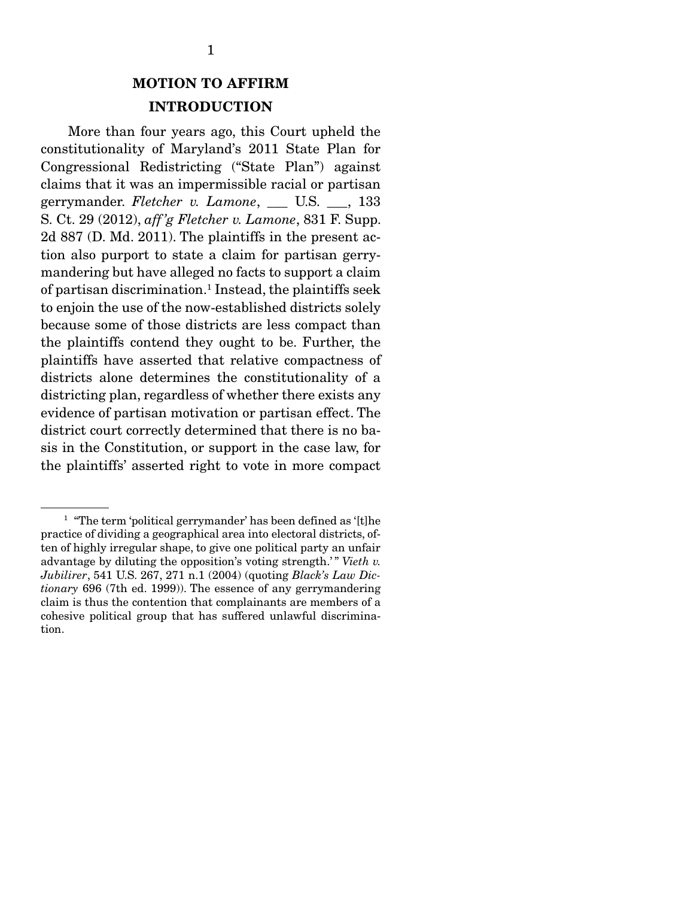# MOTION TO AFFIRM

## INTRODUCTION

More than four years ago, this Court upheld the constitutionality of Maryland's 2011 State Plan for Congressional Redistricting ("State Plan") against claims that it was an impermissible racial or partisan gerrymander. *Fletcher v. Lamone*, ___ U.S. ___, 133 S. Ct. 29 (2012), *aff'g Fletcher v. Lamone*, 831 F. Supp. 2d 887 (D. Md. 2011). The plaintiffs in the present action also purport to state a claim for partisan gerrymandering but have alleged no facts to support a claim of partisan discrimination.[1] Instead, the plaintiffs seek to enjoin the use of the now-established districts solely because some of those districts are less compact than the plaintiffs contend they ought to be. Further, the plaintiffs have asserted that relative compactness of districts alone determines the constitutionality of a districting plan, regardless of whether there exists any evidence of partisan motivation or partisan effect. The district court correctly determined that there is no basis in the Constitution, or support in the case law, for the plaintiffs' asserted right to vote in more compact

---

[1] "The term 'political gerrymander' has been defined as '[t]he practice of dividing a geographical area into electoral districts, often of highly irregular shape, to give one political party an unfair advantage by diluting the opposition's voting strength.'" *Vieth v. Jubilirer*, 541 U.S. 267, 271 n.1 (2004) (quoting *Black's Law Dictionary* 696 (7th ed. 1999)). The essence of any gerrymandering claim is thus the contention that complainants are members of a cohesive political group that has suffered unlawful discrimination.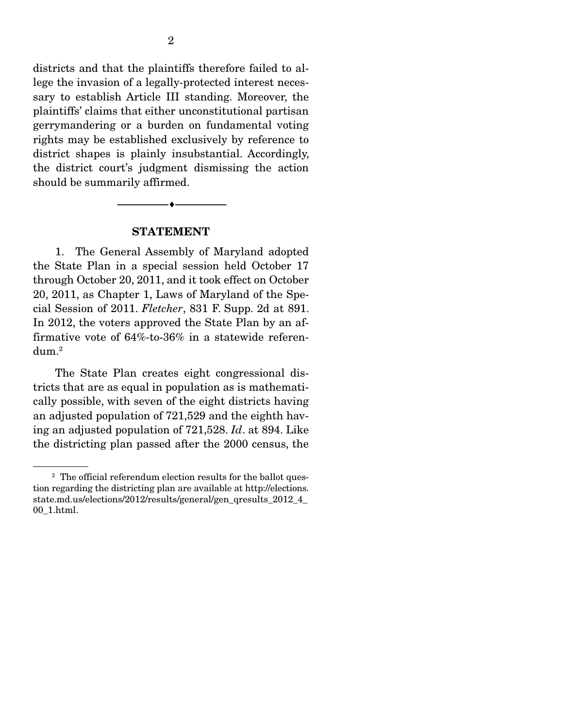districts and that the plaintiffs therefore failed to allege the invasion of a legally-protected interest necessary to establish Article III standing. Moreover, the plaintiffs' claims that either unconstitutional partisan gerrymandering or a burden on fundamental voting rights may be established exclusively by reference to district shapes is plainly insubstantial. Accordingly, the district court's judgment dismissing the action should be summarily affirmed.

---

## STATEMENT

1. The General Assembly of Maryland adopted the State Plan in a special session held October 17 through October 20, 2011, and it took effect on October 20, 2011, as Chapter 1, Laws of Maryland of the Special Session of 2011. *Fletcher*, 831 F. Supp. 2d at 891. In 2012, the voters approved the State Plan by an affirmative vote of 64%-to-36% in a statewide referendum.[2]

The State Plan creates eight congressional districts that are as equal in population as is mathematically possible, with seven of the eight districts having an adjusted population of 721,529 and the eighth having an adjusted population of 721,528. *Id*. at 894. Like the districting plan passed after the 2000 census, the

---

[2] The official referendum election results for the ballot question regarding the districting plan are available at http://elections.state.md.us/elections/2012/results/general/gen_qresults_2012_4_00_1.html.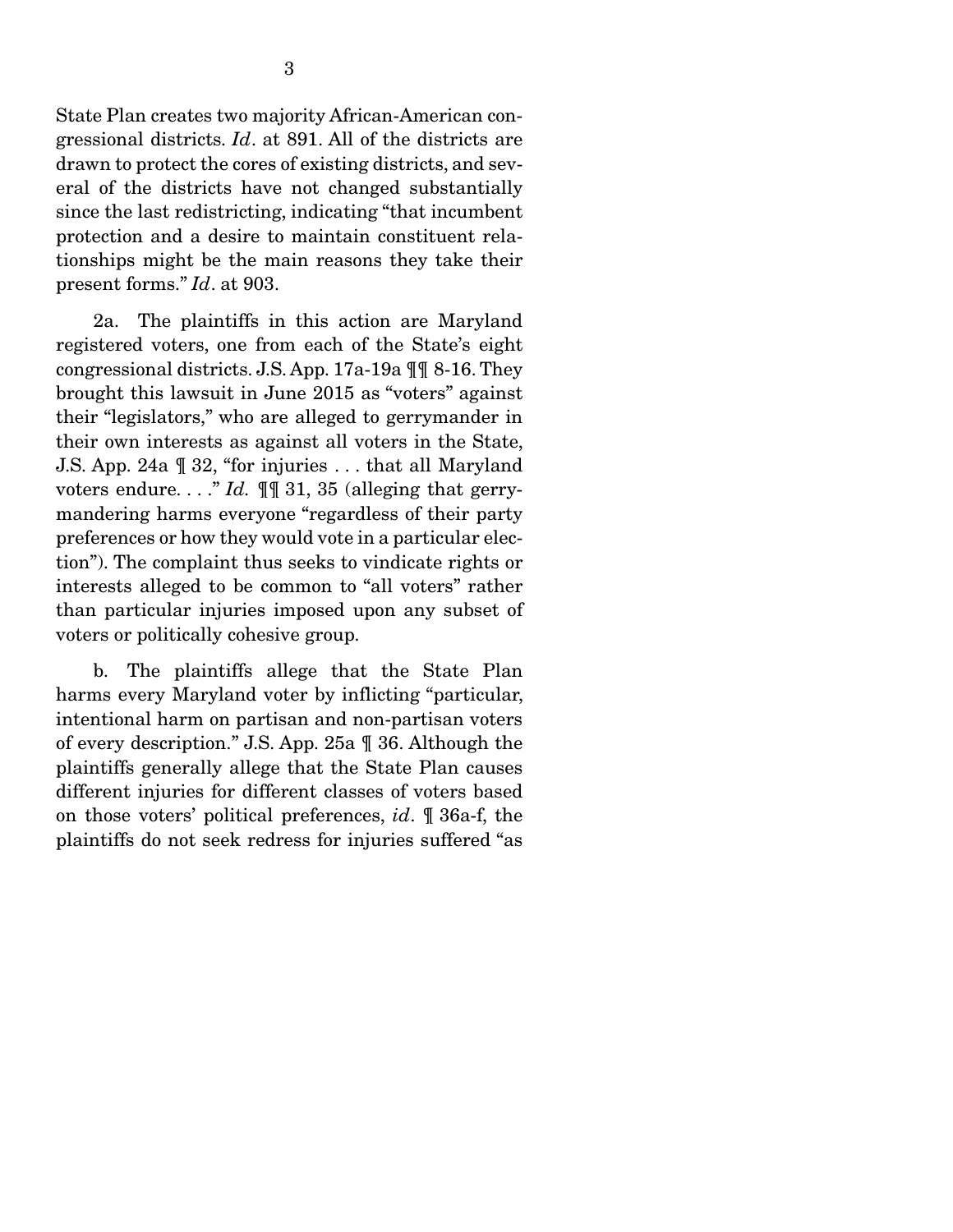State Plan creates two majority African-American congressional districts. *Id*. at 891. All of the districts are drawn to protect the cores of existing districts, and several of the districts have not changed substantially since the last redistricting, indicating "that incumbent protection and a desire to maintain constituent relationships might be the main reasons they take their present forms." *Id*. at 903.

2a. The plaintiffs in this action are Maryland registered voters, one from each of the State's eight congressional districts. J.S. App. 17a-19a ¶¶ 8-16. They brought this lawsuit in June 2015 as "voters" against their "legislators," who are alleged to gerrymander in their own interests as against all voters in the State, J.S. App. 24a ¶ 32, "for injuries . . . that all Maryland voters endure. . . ." *Id.* ¶¶ 31, 35 (alleging that gerrymandering harms everyone "regardless of their party preferences or how they would vote in a particular election"). The complaint thus seeks to vindicate rights or interests alleged to be common to "all voters" rather than particular injuries imposed upon any subset of voters or politically cohesive group.

b. The plaintiffs allege that the State Plan harms every Maryland voter by inflicting "particular, intentional harm on partisan and non-partisan voters of every description." J.S. App. 25a ¶ 36. Although the plaintiffs generally allege that the State Plan causes different injuries for different classes of voters based on those voters' political preferences, *id*. ¶ 36a-f, the plaintiffs do not seek redress for injuries suffered "as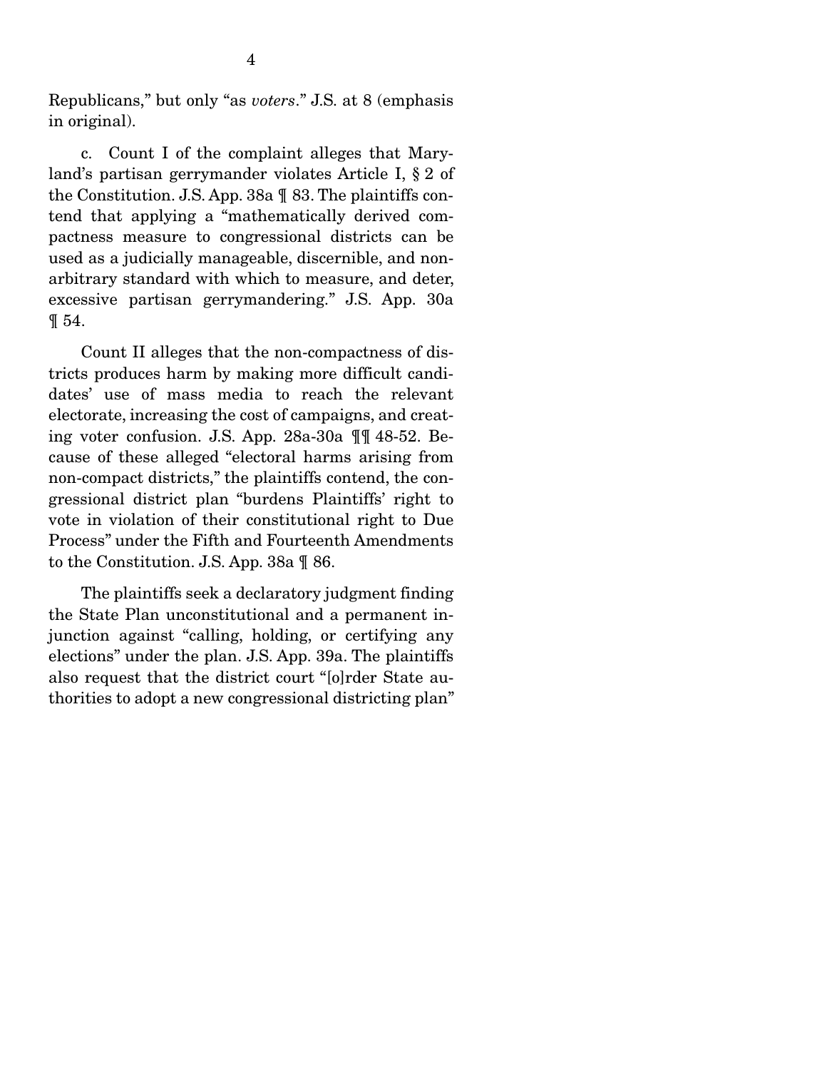Republicans," but only "as *voters*." J.S. at 8 (emphasis in original).

c. Count I of the complaint alleges that Maryland's partisan gerrymander violates Article I, § 2 of the Constitution. J.S. App. 38a ¶ 83. The plaintiffs contend that applying a "mathematically derived compactness measure to congressional districts can be used as a judicially manageable, discernible, and non-arbitrary standard with which to measure, and deter, excessive partisan gerrymandering." J.S. App. 30a ¶ 54.

Count II alleges that the non-compactness of districts produces harm by making more difficult candidates' use of mass media to reach the relevant electorate, increasing the cost of campaigns, and creating voter confusion. J.S. App. 28a-30a ¶¶ 48-52. Because of these alleged "electoral harms arising from non-compact districts," the plaintiffs contend, the congressional district plan "burdens Plaintiffs' right to vote in violation of their constitutional right to Due Process" under the Fifth and Fourteenth Amendments to the Constitution. J.S. App. 38a ¶ 86.

The plaintiffs seek a declaratory judgment finding the State Plan unconstitutional and a permanent injunction against "calling, holding, or certifying any elections" under the plan. J.S. App. 39a. The plaintiffs also request that the district court "[o]rder State authorities to adopt a new congressional districting plan"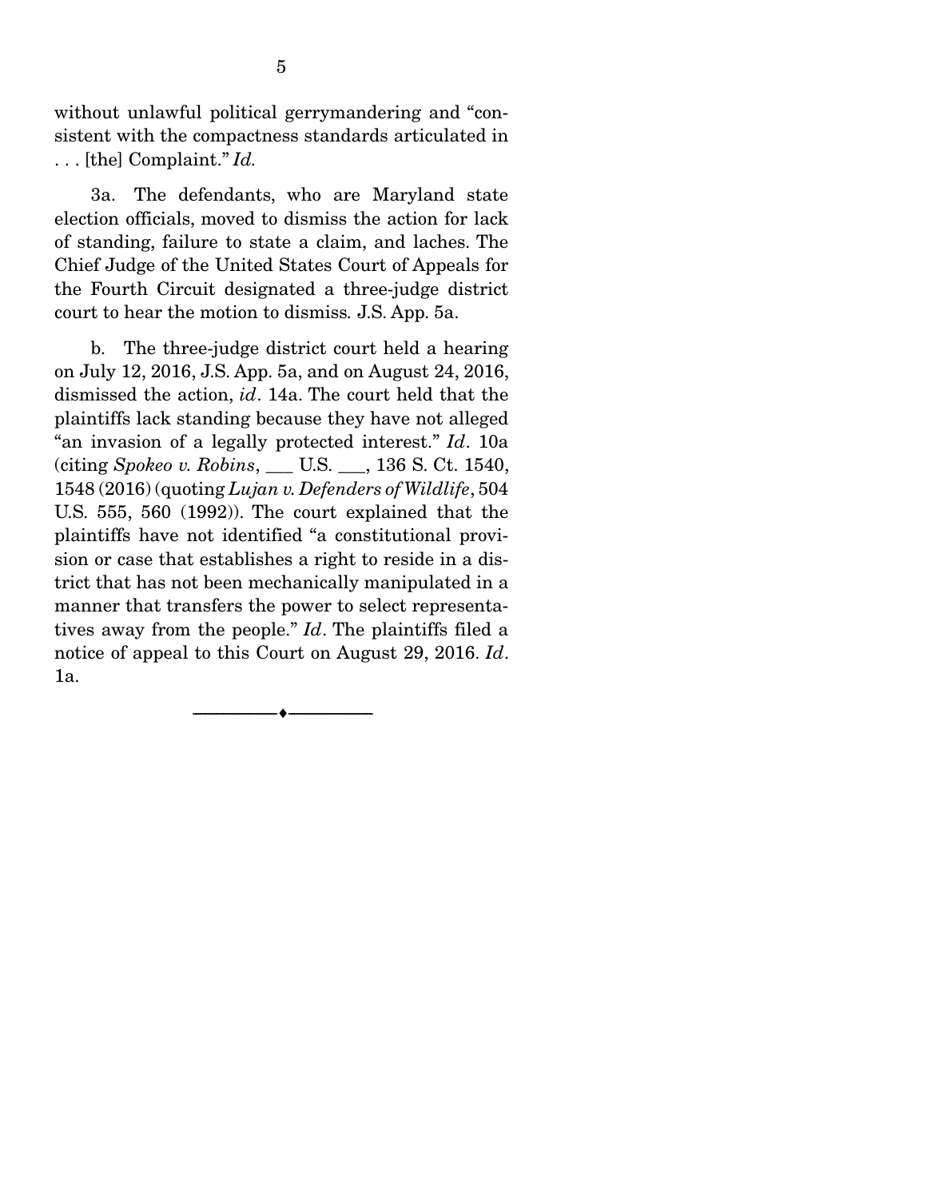without unlawful political gerrymandering and "consistent with the compactness standards articulated in . . . [the] Complaint." *Id.*

3a. The defendants, who are Maryland state election officials, moved to dismiss the action for lack of standing, failure to state a claim, and laches. The Chief Judge of the United States Court of Appeals for the Fourth Circuit designated a three-judge district court to hear the motion to dismiss. J.S. App. 5a.

b. The three-judge district court held a hearing on July 12, 2016, J.S. App. 5a, and on August 24, 2016, dismissed the action, *id*. 14a. The court held that the plaintiffs lack standing because they have not alleged "an invasion of a legally protected interest." *Id*. 10a (citing *Spokeo v. Robins*, ___ U.S. ___, 136 S. Ct. 1540, 1548 (2016) (quoting *Lujan v. Defenders of Wildlife*, 504 U.S. 555, 560 (1992)). The court explained that the plaintiffs have not identified "a constitutional provision or case that establishes a right to reside in a district that has not been mechanically manipulated in a manner that transfers the power to select representatives away from the people." *Id*. The plaintiffs filed a notice of appeal to this Court on August 29, 2016. *Id*. 1a.

---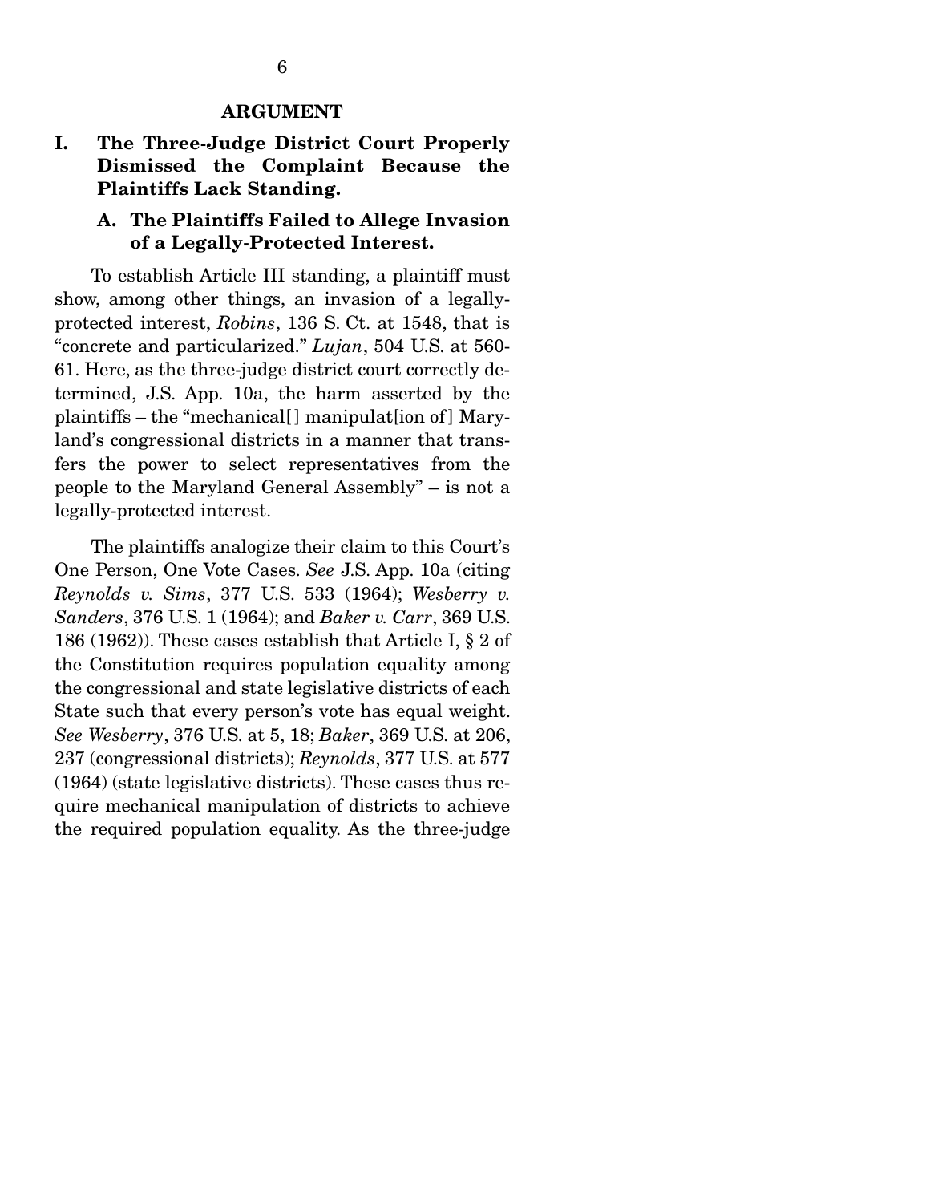## ARGUMENT

### I. The Three-Judge District Court Properly Dismissed the Complaint Because the Plaintiffs Lack Standing.

#### A. The Plaintiffs Failed to Allege Invasion of a Legally-Protected Interest.

To establish Article III standing, a plaintiff must show, among other things, an invasion of a legally-protected interest, *Robins*, 136 S. Ct. at 1548, that is "concrete and particularized." *Lujan*, 504 U.S. at 560-61. Here, as the three-judge district court correctly determined, J.S. App. 10a, the harm asserted by the plaintiffs – the "mechanical[] manipulat[ion of] Maryland's congressional districts in a manner that transfers the power to select representatives from the people to the Maryland General Assembly" – is not a legally-protected interest.

The plaintiffs analogize their claim to this Court's One Person, One Vote Cases. *See* J.S. App. 10a (citing *Reynolds v. Sims*, 377 U.S. 533 (1964); *Wesberry v. Sanders*, 376 U.S. 1 (1964); and *Baker v. Carr*, 369 U.S. 186 (1962)). These cases establish that Article I, § 2 of the Constitution requires population equality among the congressional and state legislative districts of each State such that every person's vote has equal weight. *See Wesberry*, 376 U.S. at 5, 18; *Baker*, 369 U.S. at 206, 237 (congressional districts); *Reynolds*, 377 U.S. at 577 (1964) (state legislative districts). These cases thus require mechanical manipulation of districts to achieve the required population equality. As the three-judge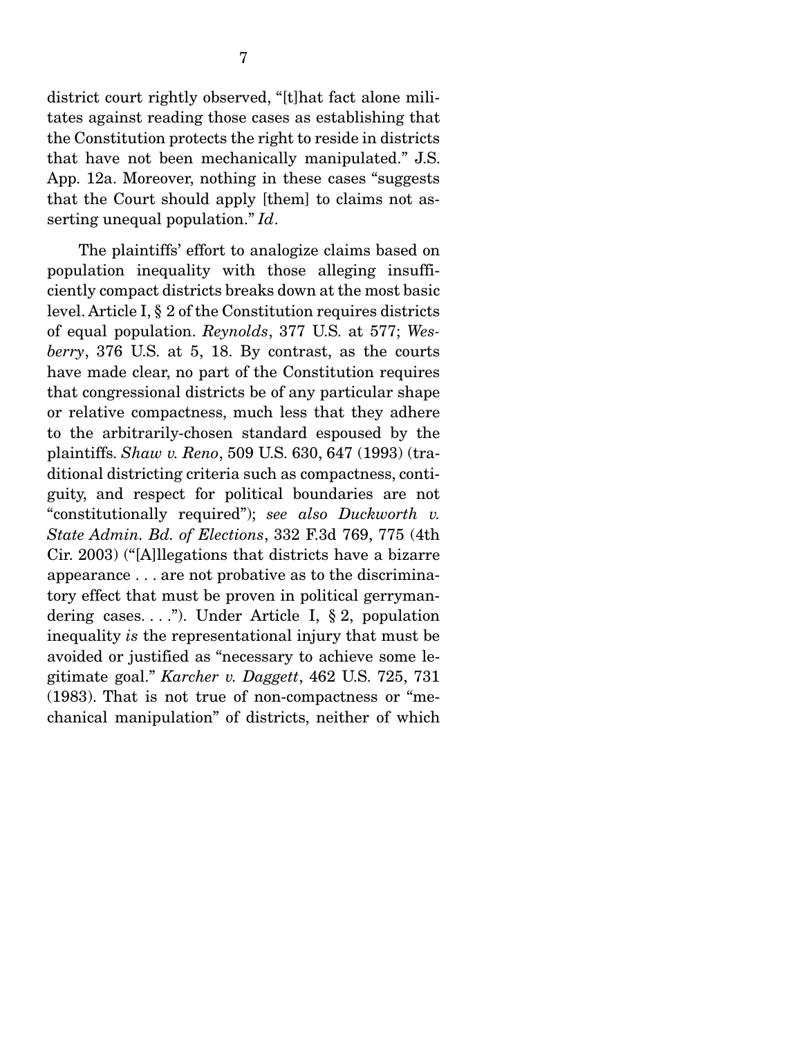district court rightly observed, "[t]hat fact alone militates against reading those cases as establishing that the Constitution protects the right to reside in districts that have not been mechanically manipulated." J.S. App. 12a. Moreover, nothing in these cases "suggests that the Court should apply [them] to claims not asserting unequal population." *Id*.

The plaintiffs' effort to analogize claims based on population inequality with those alleging insufficiently compact districts breaks down at the most basic level. Article I, § 2 of the Constitution requires districts of equal population. *Reynolds*, 377 U.S. at 577; *Wesberry*, 376 U.S. at 5, 18. By contrast, as the courts have made clear, no part of the Constitution requires that congressional districts be of any particular shape or relative compactness, much less that they adhere to the arbitrarily-chosen standard espoused by the plaintiffs. *Shaw v. Reno*, 509 U.S. 630, 647 (1993) (traditional districting criteria such as compactness, contiguity, and respect for political boundaries are not "constitutionally required"); *see also Duckworth v. State Admin. Bd. of Elections*, 332 F.3d 769, 775 (4th Cir. 2003) ("[A]llegations that districts have a bizarre appearance . . . are not probative as to the discriminatory effect that must be proven in political gerrymandering cases. . . ."). Under Article I, § 2, population inequality *is* the representational injury that must be avoided or justified as "necessary to achieve some legitimate goal." *Karcher v. Daggett*, 462 U.S. 725, 731 (1983). That is not true of non-compactness or "mechanical manipulation" of districts, neither of which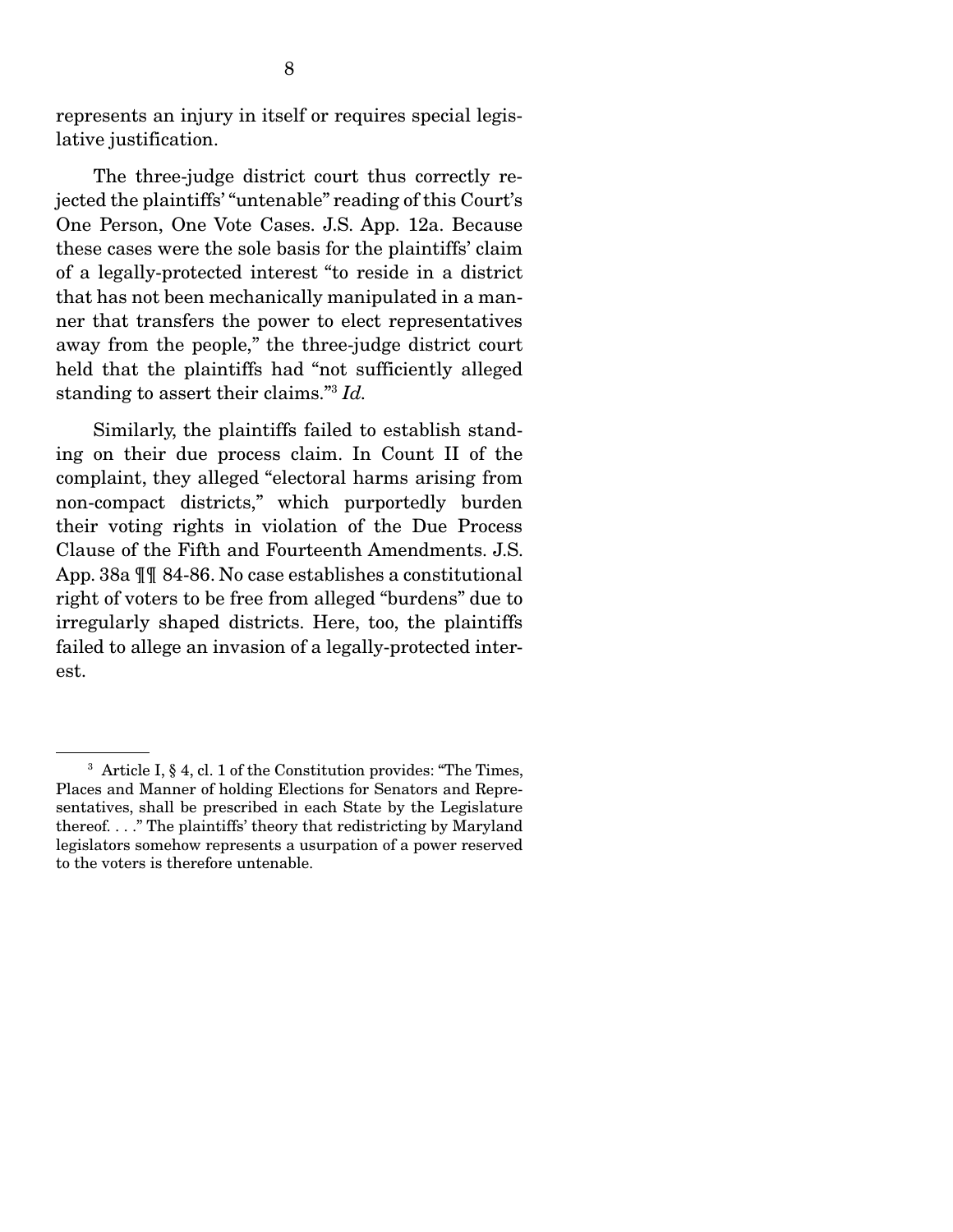represents an injury in itself or requires special legislative justification.

The three-judge district court thus correctly rejected the plaintiffs' "untenable" reading of this Court's One Person, One Vote Cases. J.S. App. 12a. Because these cases were the sole basis for the plaintiffs' claim of a legally-protected interest "to reside in a district that has not been mechanically manipulated in a manner that transfers the power to elect representatives away from the people," the three-judge district court held that the plaintiffs had "not sufficiently alleged standing to assert their claims."[3] *Id.*

Similarly, the plaintiffs failed to establish standing on their due process claim. In Count II of the complaint, they alleged "electoral harms arising from non-compact districts," which purportedly burden their voting rights in violation of the Due Process Clause of the Fifth and Fourteenth Amendments. J.S. App. 38a ¶¶ 84-86. No case establishes a constitutional right of voters to be free from alleged "burdens" due to irregularly shaped districts. Here, too, the plaintiffs failed to allege an invasion of a legally-protected interest.

---

[3] Article I, § 4, cl. 1 of the Constitution provides: "The Times, Places and Manner of holding Elections for Senators and Representatives, shall be prescribed in each State by the Legislature thereof. . . ." The plaintiffs' theory that redistricting by Maryland legislators somehow represents a usurpation of a power reserved to the voters is therefore untenable.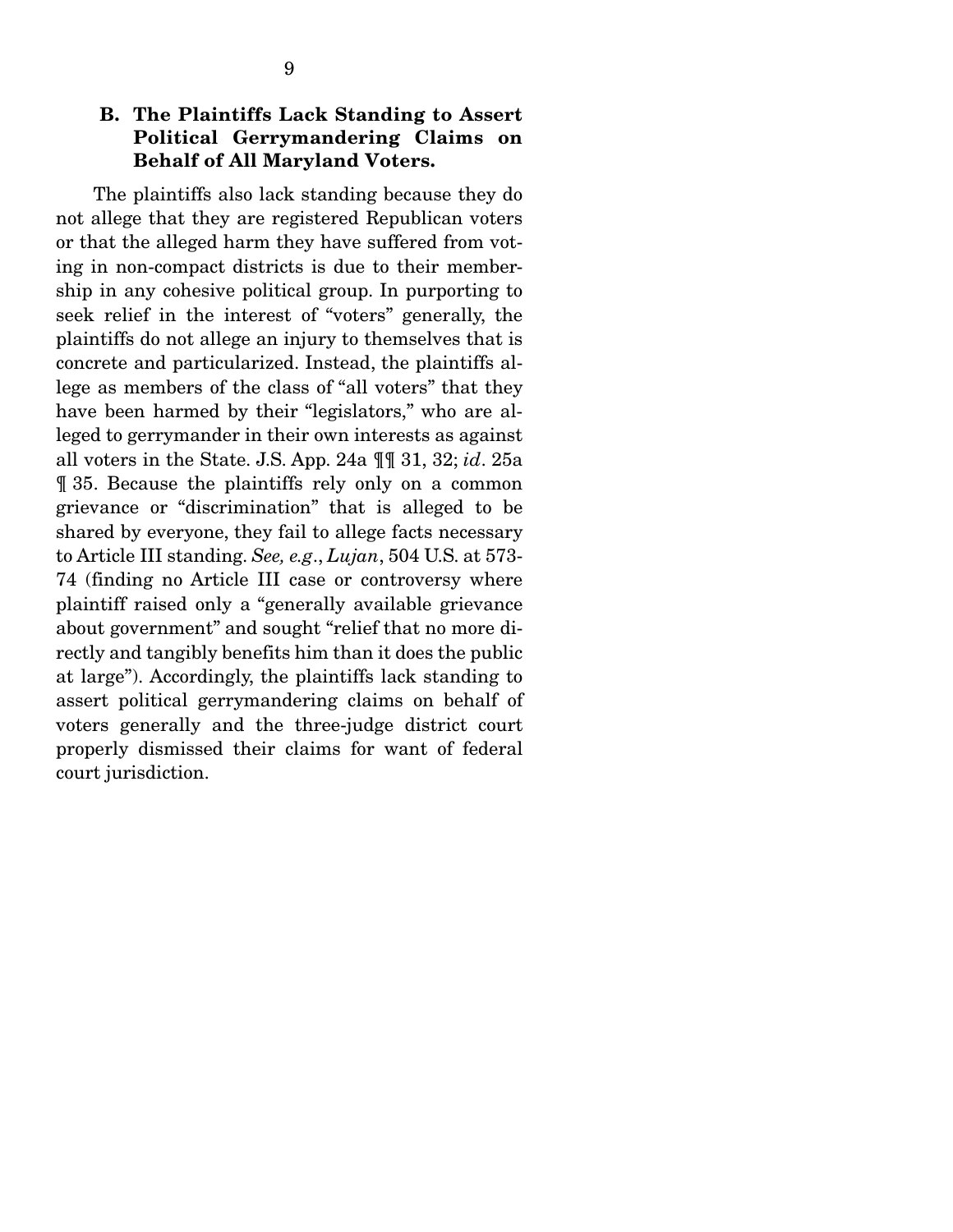### B. The Plaintiffs Lack Standing to Assert Political Gerrymandering Claims on Behalf of All Maryland Voters.

The plaintiffs also lack standing because they do not allege that they are registered Republican voters or that the alleged harm they have suffered from voting in non-compact districts is due to their membership in any cohesive political group. In purporting to seek relief in the interest of "voters" generally, the plaintiffs do not allege an injury to themselves that is concrete and particularized. Instead, the plaintiffs allege as members of the class of "all voters" that they have been harmed by their "legislators," who are alleged to gerrymander in their own interests as against all voters in the State. J.S. App. 24a ¶¶ 31, 32; *id*. 25a ¶ 35. Because the plaintiffs rely only on a common grievance or "discrimination" that is alleged to be shared by everyone, they fail to allege facts necessary to Article III standing. *See, e.g.*, *Lujan*, 504 U.S. at 573-74 (finding no Article III case or controversy where plaintiff raised only a "generally available grievance about government" and sought "relief that no more directly and tangibly benefits him than it does the public at large"). Accordingly, the plaintiffs lack standing to assert political gerrymandering claims on behalf of voters generally and the three-judge district court properly dismissed their claims for want of federal court jurisdiction.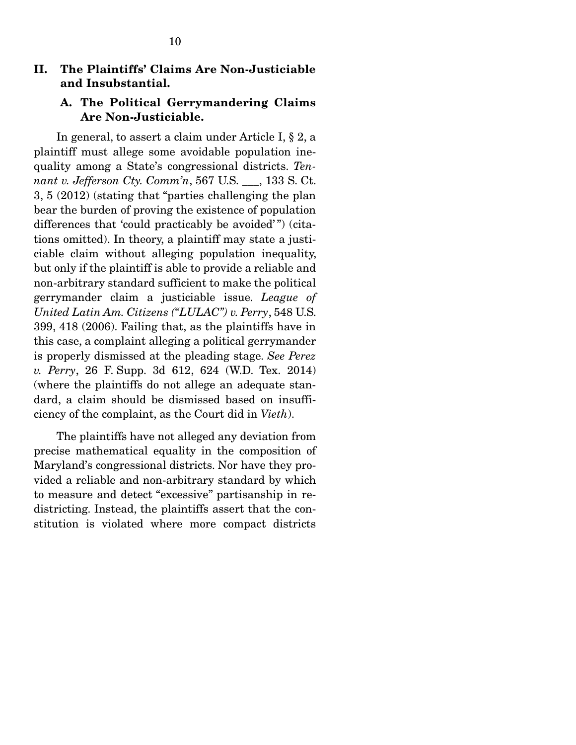## II. The Plaintiffs' Claims Are Non-Justiciable and Insubstantial.

### A. The Political Gerrymandering Claims Are Non-Justiciable.

In general, to assert a claim under Article I, § 2, a plaintiff must allege some avoidable population inequality among a State's congressional districts. *Tennant v. Jefferson Cty. Comm'n*, 567 U.S. ___, 133 S. Ct. 3, 5 (2012) (stating that "parties challenging the plan bear the burden of proving the existence of population differences that 'could practicably be avoided'") (citations omitted). In theory, a plaintiff may state a justiciable claim without alleging population inequality, but only if the plaintiff is able to provide a reliable and non-arbitrary standard sufficient to make the political gerrymander claim a justiciable issue. *League of United Latin Am. Citizens ("LULAC") v. Perry*, 548 U.S. 399, 418 (2006). Failing that, as the plaintiffs have in this case, a complaint alleging a political gerrymander is properly dismissed at the pleading stage. *See Perez v. Perry*, 26 F. Supp. 3d 612, 624 (W.D. Tex. 2014) (where the plaintiffs do not allege an adequate standard, a claim should be dismissed based on insufficiency of the complaint, as the Court did in *Vieth*).

The plaintiffs have not alleged any deviation from precise mathematical equality in the composition of Maryland's congressional districts. Nor have they provided a reliable and non-arbitrary standard by which to measure and detect "excessive" partisanship in redistricting. Instead, the plaintiffs assert that the constitution is violated where more compact districts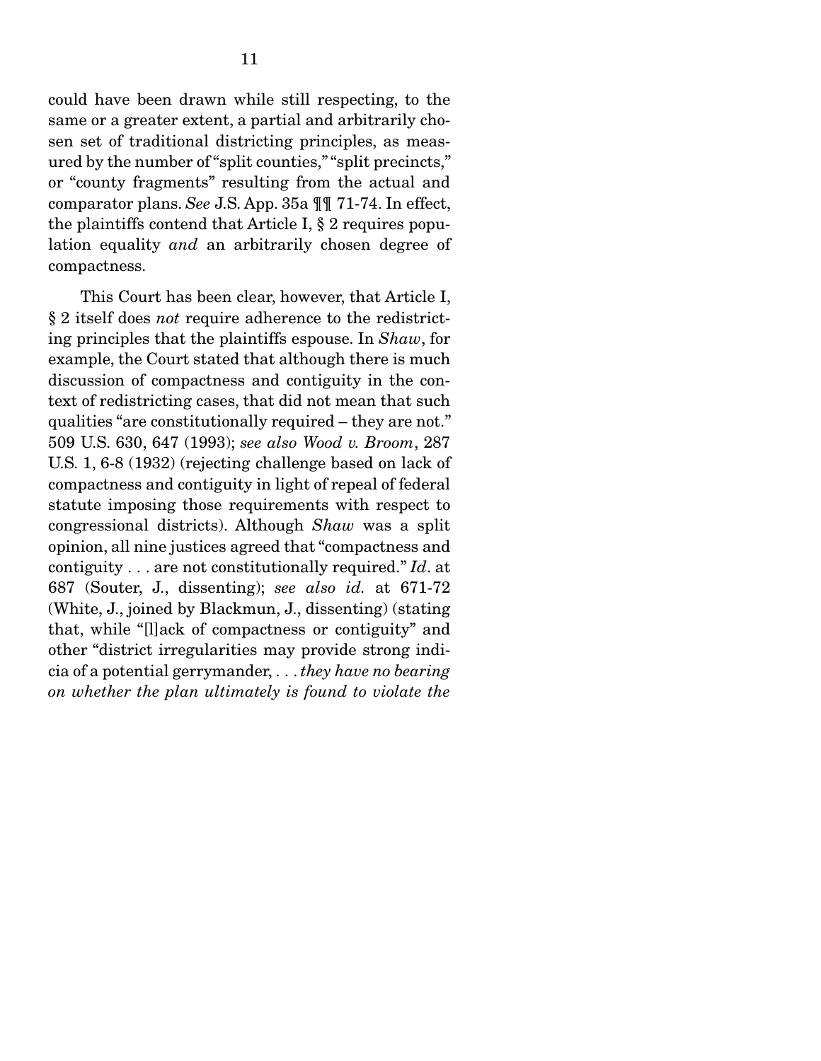could have been drawn while still respecting, to the same or a greater extent, a partial and arbitrarily chosen set of traditional districting principles, as measured by the number of "split counties," "split precincts," or "county fragments" resulting from the actual and comparator plans. *See* J.S. App. 35a ¶¶ 71-74. In effect, the plaintiffs contend that Article I, § 2 requires population equality *and* an arbitrarily chosen degree of compactness.

This Court has been clear, however, that Article I, § 2 itself does *not* require adherence to the redistricting principles that the plaintiffs espouse. In *Shaw*, for example, the Court stated that although there is much discussion of compactness and contiguity in the context of redistricting cases, that did not mean that such qualities "are constitutionally required – they are not." 509 U.S. 630, 647 (1993); *see also Wood v. Broom*, 287 U.S. 1, 6-8 (1932) (rejecting challenge based on lack of compactness and contiguity in light of repeal of federal statute imposing those requirements with respect to congressional districts). Although *Shaw* was a split opinion, all nine justices agreed that "compactness and contiguity . . . are not constitutionally required." *Id*. at 687 (Souter, J., dissenting); *see also id.* at 671-72 (White, J., joined by Blackmun, J., dissenting) (stating that, while "[l]ack of compactness or contiguity" and other "district irregularities may provide strong indicia of a potential gerrymander, . . . *they have no bearing on whether the plan ultimately is found to violate the*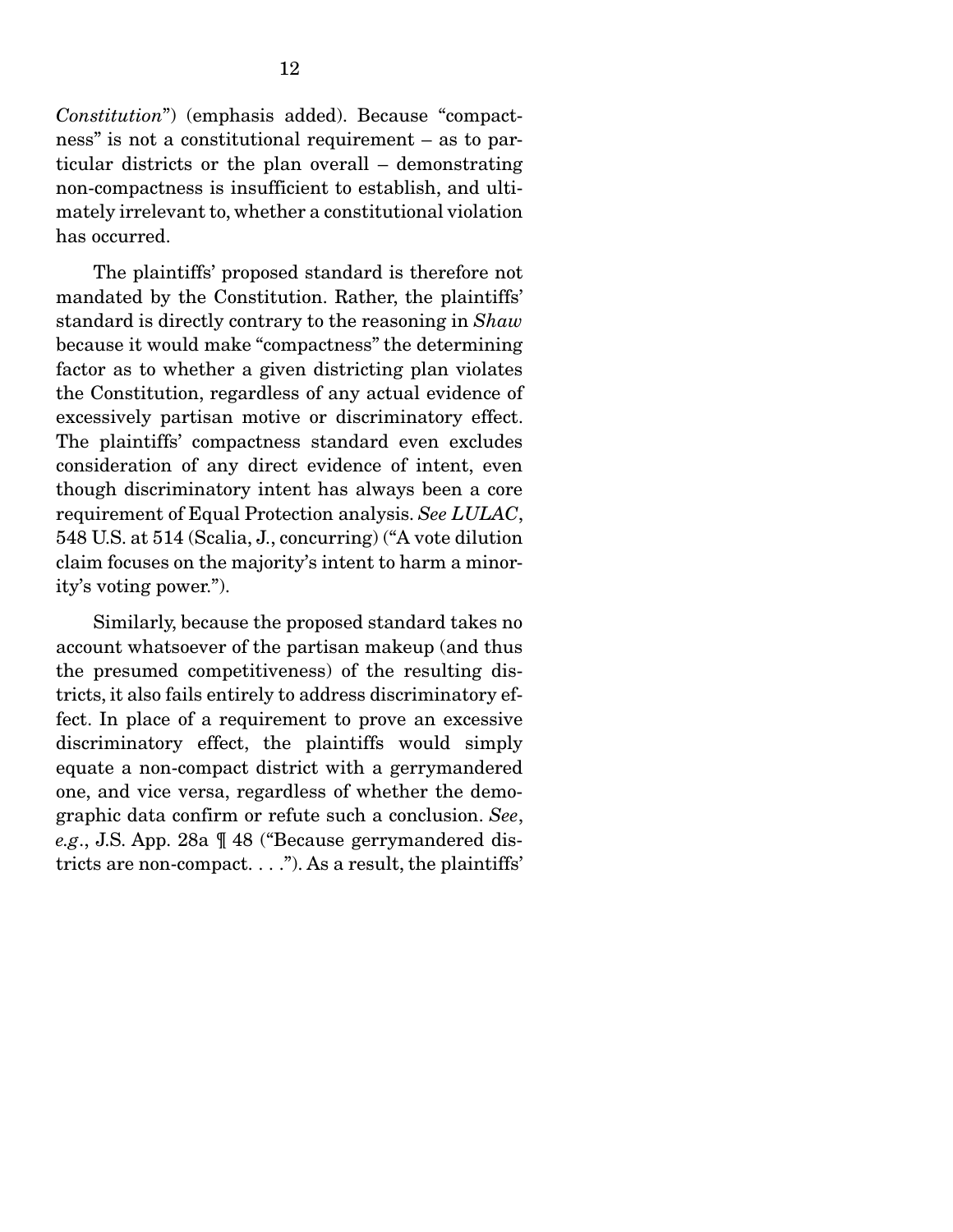*Constitution*") (emphasis added). Because "compactness" is not a constitutional requirement – as to particular districts or the plan overall – demonstrating non-compactness is insufficient to establish, and ultimately irrelevant to, whether a constitutional violation has occurred.

The plaintiffs' proposed standard is therefore not mandated by the Constitution. Rather, the plaintiffs' standard is directly contrary to the reasoning in *Shaw* because it would make "compactness" the determining factor as to whether a given districting plan violates the Constitution, regardless of any actual evidence of excessively partisan motive or discriminatory effect. The plaintiffs' compactness standard even excludes consideration of any direct evidence of intent, even though discriminatory intent has always been a core requirement of Equal Protection analysis. *See LULAC*, 548 U.S. at 514 (Scalia, J., concurring) ("A vote dilution claim focuses on the majority's intent to harm a minority's voting power.").

Similarly, because the proposed standard takes no account whatsoever of the partisan makeup (and thus the presumed competitiveness) of the resulting districts, it also fails entirely to address discriminatory effect. In place of a requirement to prove an excessive discriminatory effect, the plaintiffs would simply equate a non-compact district with a gerrymandered one, and vice versa, regardless of whether the demographic data confirm or refute such a conclusion. *See, e.g.*, J.S. App. 28a ¶ 48 ("Because gerrymandered districts are non-compact. . . ."). As a result, the plaintiffs'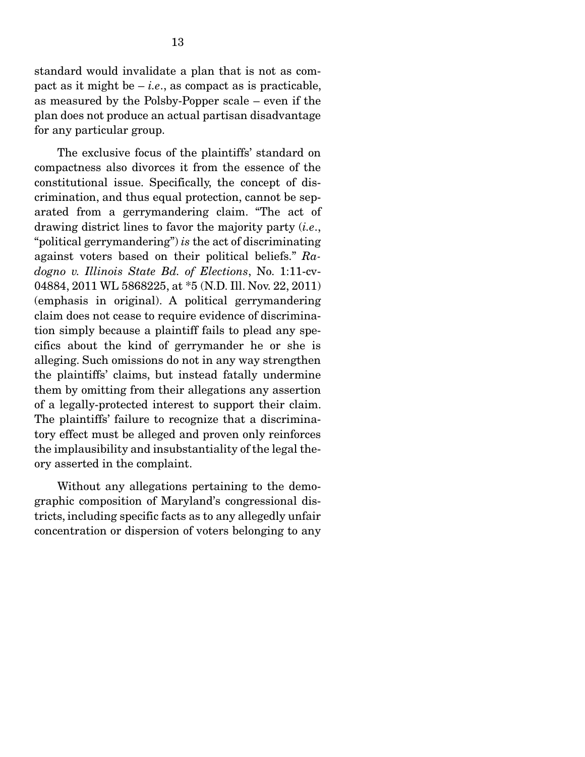standard would invalidate a plan that is not as compact as it might be – *i.e.*, as compact as is practicable, as measured by the Polsby-Popper scale – even if the plan does not produce an actual partisan disadvantage for any particular group.

The exclusive focus of the plaintiffs' standard on compactness also divorces it from the essence of the constitutional issue. Specifically, the concept of discrimination, and thus equal protection, cannot be separated from a gerrymandering claim. "The act of drawing district lines to favor the majority party (*i.e.*, "political gerrymandering") *is* the act of discriminating against voters based on their political beliefs." *Radogno v. Illinois State Bd. of Elections*, No. 1:11-cv-04884, 2011 WL 5868225, at *5 (N.D. Ill. Nov. 22, 2011) (emphasis in original). A political gerrymandering claim does not cease to require evidence of discrimination simply because a plaintiff fails to plead any specifics about the kind of gerrymander he or she is alleging. Such omissions do not in any way strengthen the plaintiffs' claims, but instead fatally undermine them by omitting from their allegations any assertion of a legally-protected interest to support their claim. The plaintiffs' failure to recognize that a discriminatory effect must be alleged and proven only reinforces the implausibility and insubstantiality of the legal theory asserted in the complaint.

Without any allegations pertaining to the demographic composition of Maryland's congressional districts, including specific facts as to any allegedly unfair concentration or dispersion of voters belonging to any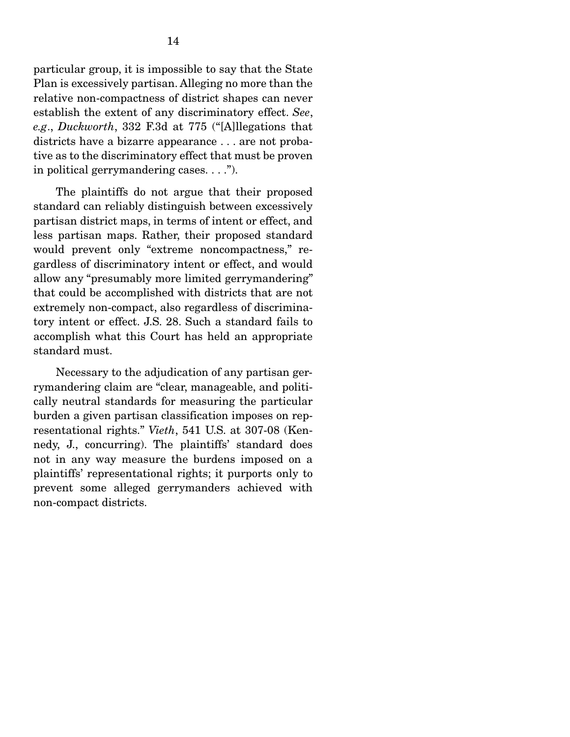particular group, it is impossible to say that the State Plan is excessively partisan. Alleging no more than the relative non-compactness of district shapes can never establish the extent of any discriminatory effect. *See*, *e.g.*, *Duckworth*, 332 F.3d at 775 ("[A]llegations that districts have a bizarre appearance . . . are not probative as to the discriminatory effect that must be proven in political gerrymandering cases. . . .").

The plaintiffs do not argue that their proposed standard can reliably distinguish between excessively partisan district maps, in terms of intent or effect, and less partisan maps. Rather, their proposed standard would prevent only "extreme noncompactness," regardless of discriminatory intent or effect, and would allow any "presumably more limited gerrymandering" that could be accomplished with districts that are not extremely non-compact, also regardless of discriminatory intent or effect. J.S. 28. Such a standard fails to accomplish what this Court has held an appropriate standard must.

Necessary to the adjudication of any partisan gerrymandering claim are "clear, manageable, and politically neutral standards for measuring the particular burden a given partisan classification imposes on representational rights." *Vieth*, 541 U.S. at 307-08 (Kennedy, J., concurring). The plaintiffs' standard does not in any way measure the burdens imposed on a plaintiffs' representational rights; it purports only to prevent some alleged gerrymanders achieved with non-compact districts.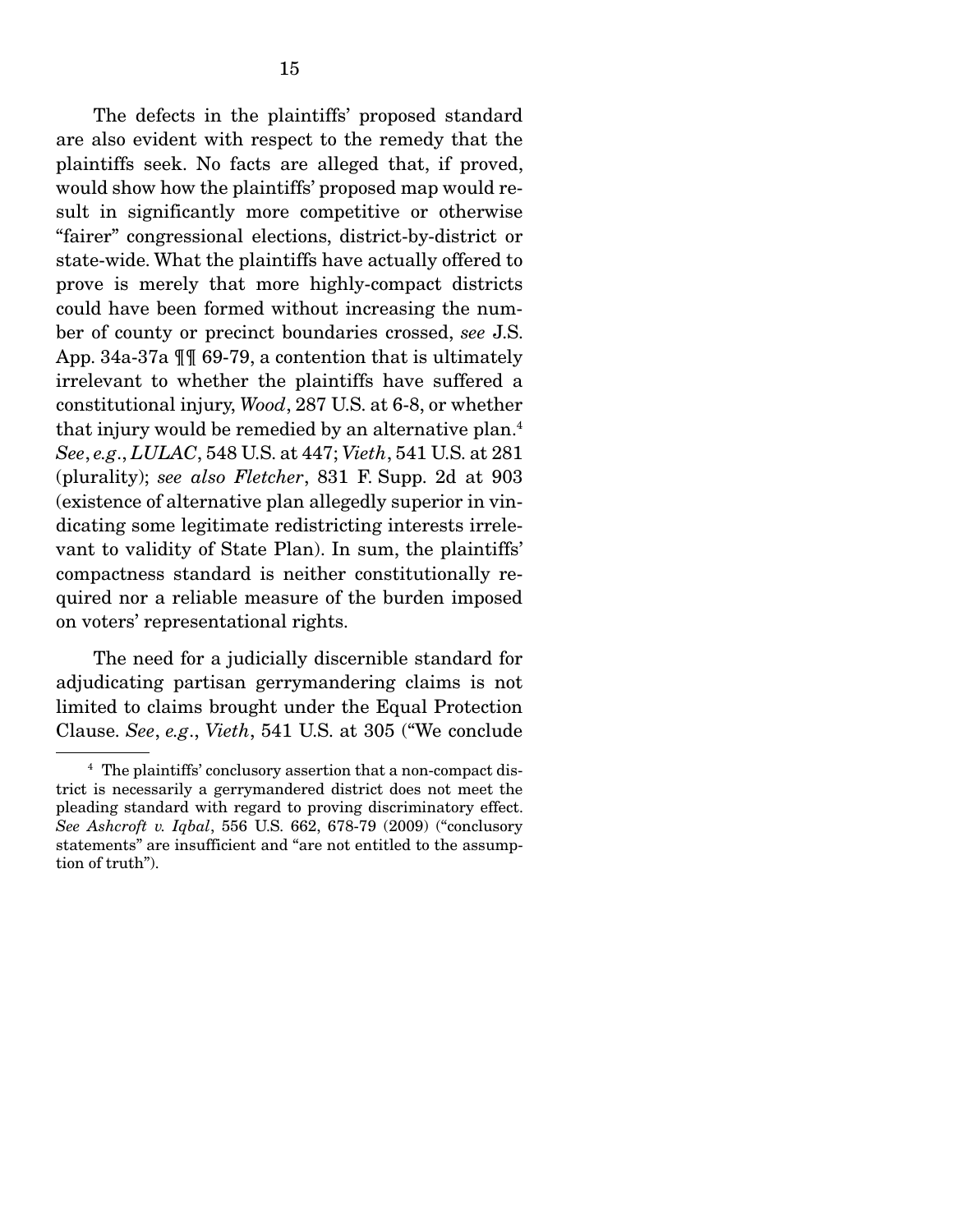The defects in the plaintiffs' proposed standard are also evident with respect to the remedy that the plaintiffs seek. No facts are alleged that, if proved, would show how the plaintiffs' proposed map would result in significantly more competitive or otherwise "fairer" congressional elections, district-by-district or state-wide. What the plaintiffs have actually offered to prove is merely that more highly-compact districts could have been formed without increasing the number of county or precinct boundaries crossed, *see* J.S. App. 34a-37a ¶¶ 69-79, a contention that is ultimately irrelevant to whether the plaintiffs have suffered a constitutional injury, *Wood*, 287 U.S. at 6-8, or whether that injury would be remedied by an alternative plan.[4] *See*, *e.g.*, *LULAC*, 548 U.S. at 447; *Vieth*, 541 U.S. at 281 (plurality); *see also Fletcher*, 831 F. Supp. 2d at 903 (existence of alternative plan allegedly superior in vindicating some legitimate redistricting interests irrelevant to validity of State Plan). In sum, the plaintiffs' compactness standard is neither constitutionally required nor a reliable measure of the burden imposed on voters' representational rights.

The need for a judicially discernible standard for adjudicating partisan gerrymandering claims is not limited to claims brought under the Equal Protection Clause. *See*, *e.g.*, *Vieth*, 541 U.S. at 305 ("We conclude

---

[4] The plaintiffs' conclusory assertion that a non-compact district is necessarily a gerrymandered district does not meet the pleading standard with regard to proving discriminatory effect. *See Ashcroft v. Iqbal*, 556 U.S. 662, 678-79 (2009) ("conclusory statements" are insufficient and "are not entitled to the assumption of truth").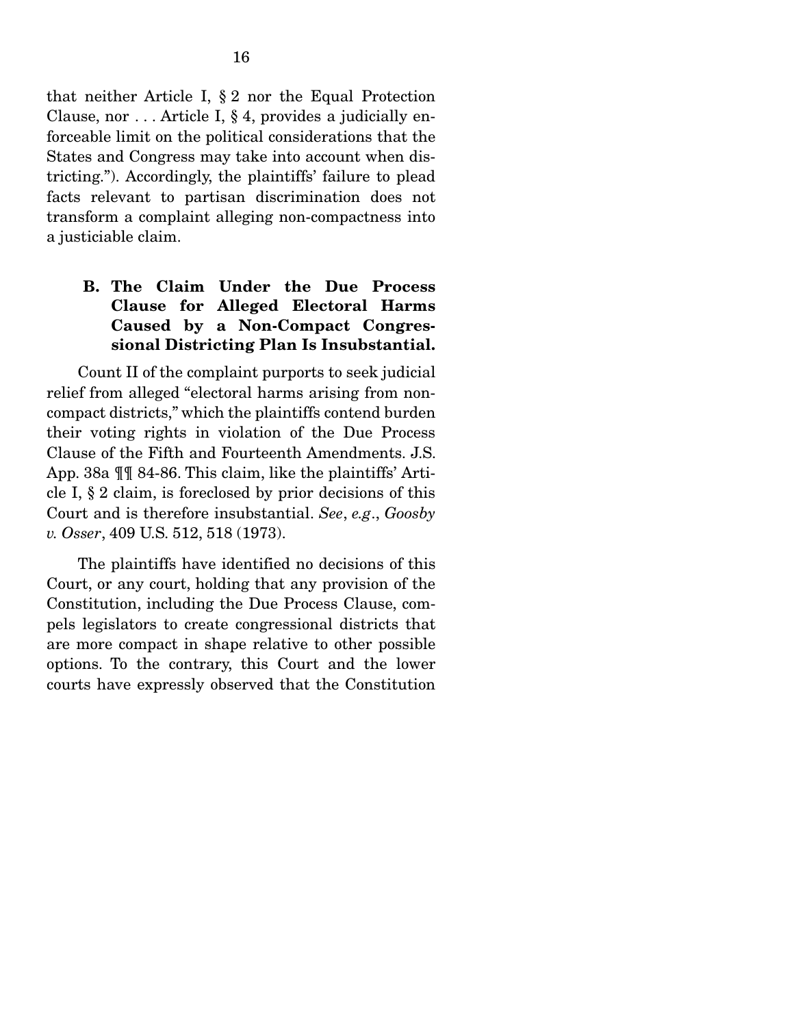that neither Article I, § 2 nor the Equal Protection Clause, nor . . . Article I, § 4, provides a judicially enforceable limit on the political considerations that the States and Congress may take into account when districting."). Accordingly, the plaintiffs' failure to plead facts relevant to partisan discrimination does not transform a complaint alleging non-compactness into a justiciable claim.

### B. The Claim Under the Due Process Clause for Alleged Electoral Harms Caused by a Non-Compact Congressional Districting Plan Is Insubstantial.

Count II of the complaint purports to seek judicial relief from alleged "electoral harms arising from non-compact districts," which the plaintiffs contend burden their voting rights in violation of the Due Process Clause of the Fifth and Fourteenth Amendments. J.S. App. 38a ¶¶ 84-86. This claim, like the plaintiffs' Article I, § 2 claim, is foreclosed by prior decisions of this Court and is therefore insubstantial. *See, e.g.*, *Goosby v. Osser*, 409 U.S. 512, 518 (1973).

The plaintiffs have identified no decisions of this Court, or any court, holding that any provision of the Constitution, including the Due Process Clause, compels legislators to create congressional districts that are more compact in shape relative to other possible options. To the contrary, this Court and the lower courts have expressly observed that the Constitution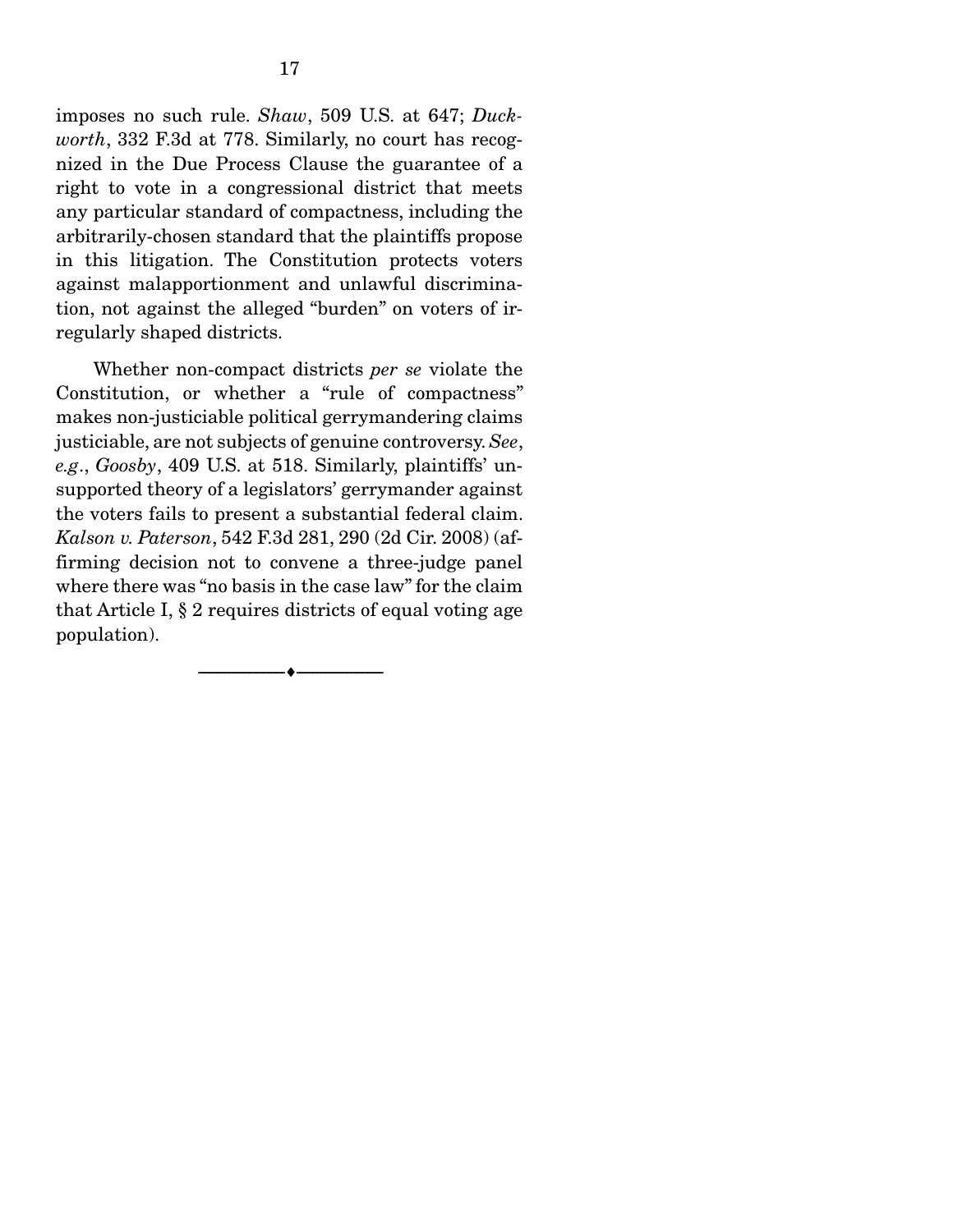imposes no such rule. *Shaw*, 509 U.S. at 647; *Duckworth*, 332 F.3d at 778. Similarly, no court has recognized in the Due Process Clause the guarantee of a right to vote in a congressional district that meets any particular standard of compactness, including the arbitrarily-chosen standard that the plaintiffs propose in this litigation. The Constitution protects voters against malapportionment and unlawful discrimination, not against the alleged "burden" on voters of irregularly shaped districts.

Whether non-compact districts *per se* violate the Constitution, or whether a "rule of compactness" makes non-justiciable political gerrymandering claims justiciable, are not subjects of genuine controversy. *See*, *e.g.*, *Goosby*, 409 U.S. at 518. Similarly, plaintiffs' unsupported theory of a legislators' gerrymander against the voters fails to present a substantial federal claim. *Kalson v. Paterson*, 542 F.3d 281, 290 (2d Cir. 2008) (affirming decision not to convene a three-judge panel where there was "no basis in the case law" for the claim that Article I, § 2 requires districts of equal voting age population).

---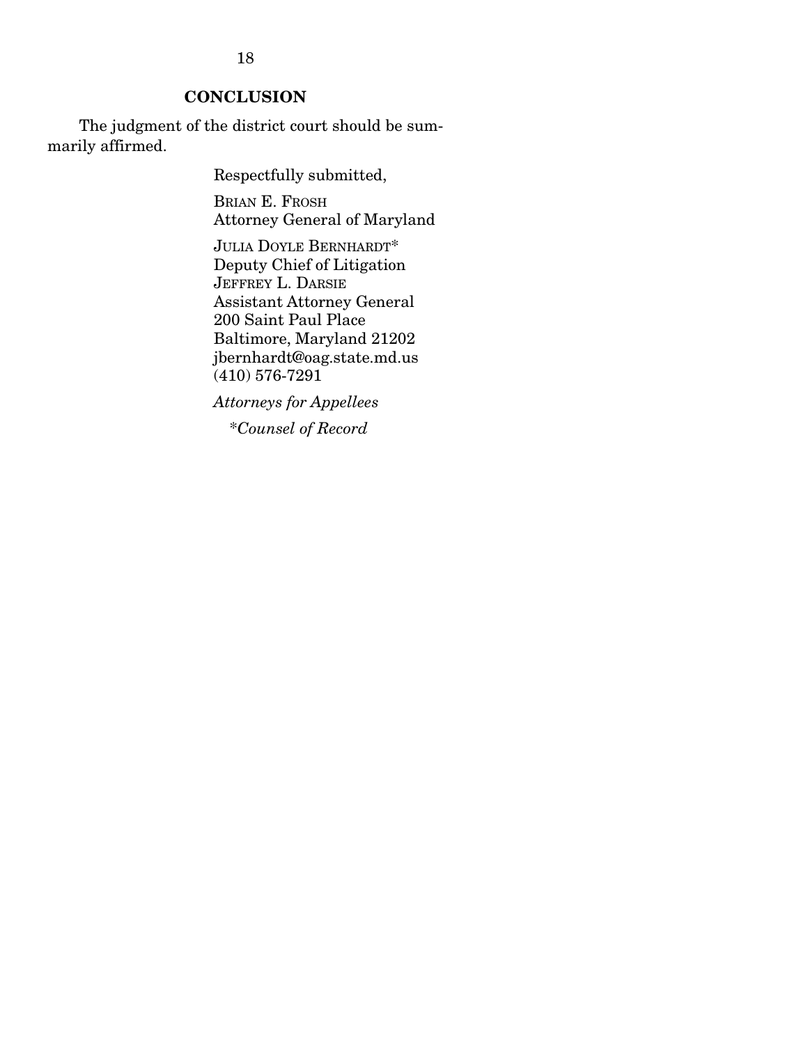## CONCLUSION

The judgment of the district court should be summarily affirmed.

Respectfully submitted,

BRIAN E. FROSH
Attorney General of Maryland

JULIA DOYLE BERNHARDT*
Deputy Chief of Litigation
JEFFREY L. DARSIE
Assistant Attorney General
200 Saint Paul Place
Baltimore, Maryland 21202
jbernhardt@oag.state.md.us
(410) 576-7291

*Attorneys for Appellees*

**Counsel of Record*